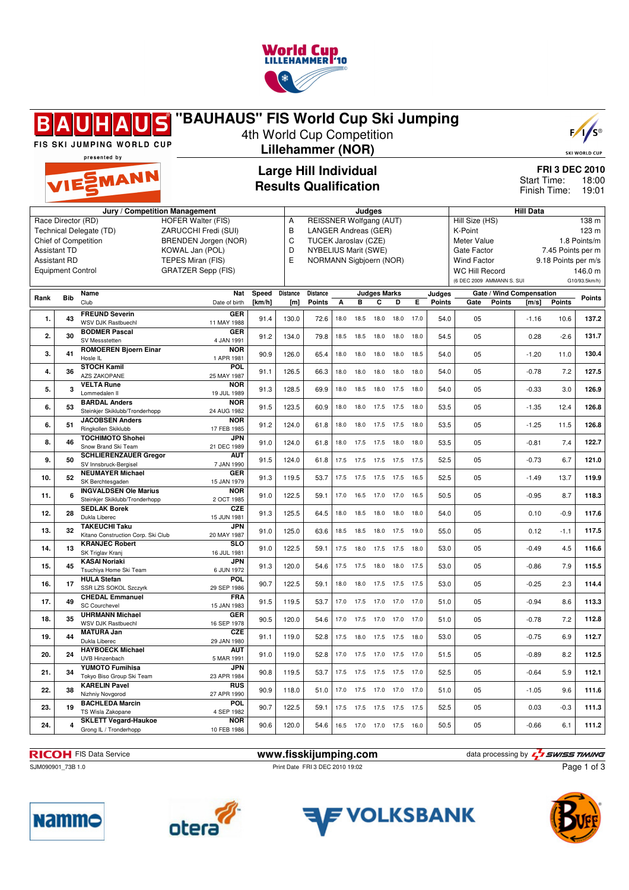# "BAUHAUS" FIS World Cup Ski Jumping

4th World Cup Competition

**Lillehammer (NOR)**

## Large Hill Individual
## Results Qualification

**FRI 3 DEC 2010**
Start Time: 18:00
Finish Time: 19:01

| Jury / Competition Management | | Judges | | Hill Data | |
|---|---|---|---|---|---|
| Race Director (RD) | HOFER Walter (FIS) | A | REISSNER Wolfgang (AUT) | Hill Size (HS) | 138 m |
| Technical Delegate (TD) | ZARUCCHI Fredi (SUI) | B | LANGER Andreas (GER) | K-Point | 123 m |
| Chief of Competition | BRENDEN Jorgen (NOR) | C | TUCEK Jaroslav (CZE) | Meter Value | 1.8 Points/m |
| Assistant TD | KOWAL Jan (POL) | D | NYBELIUS Marit (SWE) | Gate Factor | 7.45 Points per m |
| Assistant RD | TEPES Miran (FIS) | E | NORMANN Sigbjoern (NOR) | Wind Factor | 9.18 Points per m/s |
| Equipment Control | GRATZER Sepp (FIS) | | | WC Hill Record | 146.0 m |
| | | | | (6 DEC 2009 AMMANN S. SUI | G10/93.5km/h) |

| Rank | Bib | Name / Club | Nat / Date of birth | Speed [km/h] | Distance [m] | Distance Points | A | B | C | D | E | Judges Points | Gate | Gate Points | Wind [m/s] | Wind Points | Points |
|---|---|---|---|---|---|---|---|---|---|---|---|---|---|---|---|---|---|
| 1. | 43 | FREUND Severin / WSV DJK Rastbuechl | GER / 11 MAY 1988 | 91.4 | 130.0 | 72.6 | 18.0 | 18.5 | 18.0 | 18.0 | 17.0 | 54.0 | 05 | | -1.16 | 10.6 | 137.2 |
| 2. | 30 | BODMER Pascal / SV Messstetten | GER / 4 JAN 1991 | 91.2 | 134.0 | 79.8 | 18.5 | 18.5 | 18.0 | 18.0 | 18.0 | 54.5 | 05 | | 0.28 | -2.6 | 131.7 |
| 3. | 41 | ROMOEREN Bjoern Einar / Hosle IL | NOR / 1 APR 1981 | 90.9 | 126.0 | 65.4 | 18.0 | 18.0 | 18.0 | 18.0 | 18.5 | 54.0 | 05 | | -1.20 | 11.0 | 130.4 |
| 4. | 36 | STOCH Kamil / AZS ZAKOPANE | POL / 25 MAY 1987 | 91.1 | 126.5 | 66.3 | 18.0 | 18.0 | 18.0 | 18.0 | 18.0 | 54.0 | 05 | | -0.78 | 7.2 | 127.5 |
| 5. | 3 | VELTA Rune / Lommedalen Il | NOR / 19 JUL 1989 | 91.3 | 128.5 | 69.9 | 18.0 | 18.5 | 18.0 | 17.5 | 18.0 | 54.0 | 05 | | -0.33 | 3.0 | 126.9 |
| 6. | 53 | BARDAL Anders / Steinkjer Skiklubb/Tronderhopp | NOR / 24 AUG 1982 | 91.5 | 123.5 | 60.9 | 18.0 | 18.0 | 17.5 | 17.5 | 18.0 | 53.5 | 05 | | -1.35 | 12.4 | 126.8 |
| 6. | 51 | JACOBSEN Anders / Ringkollen Skiklubb | NOR / 17 FEB 1985 | 91.2 | 124.0 | 61.8 | 18.0 | 18.0 | 17.5 | 17.5 | 18.0 | 53.5 | 05 | | -1.25 | 11.5 | 126.8 |
| 8. | 46 | TOCHIMOTO Shohei / Snow Brand Ski Team | JPN / 21 DEC 1989 | 91.0 | 124.0 | 61.8 | 18.0 | 17.5 | 17.5 | 18.0 | 18.0 | 53.5 | 05 | | -0.81 | 7.4 | 122.7 |
| 9. | 50 | SCHLIERENZAUER Gregor / SV Innsbruck-Bergisel | AUT / 7 JAN 1990 | 91.5 | 124.0 | 61.8 | 17.5 | 17.5 | 17.5 | 17.5 | 17.5 | 52.5 | 05 | | -0.73 | 6.7 | 121.0 |
| 10. | 52 | NEUMAYER Michael / SK Berchtesgaden | GER / 15 JAN 1979 | 91.3 | 119.5 | 53.7 | 17.5 | 17.5 | 17.5 | 17.5 | 16.5 | 52.5 | 05 | | -1.49 | 13.7 | 119.9 |
| 11. | 6 | INGVALDSEN Ole Marius / Steinkjer Skiklubb/Tronderhopp | NOR / 2 OCT 1985 | 91.0 | 122.5 | 59.1 | 17.0 | 16.5 | 17.0 | 17.0 | 16.5 | 50.5 | 05 | | -0.95 | 8.7 | 118.3 |
| 12. | 28 | SEDLAK Borek / Dukla Liberec | CZE / 15 JUN 1981 | 91.3 | 125.5 | 64.5 | 18.0 | 18.5 | 18.0 | 18.0 | 18.0 | 54.0 | 05 | | 0.10 | -0.9 | 117.6 |
| 13. | 32 | TAKEUCHI Taku / Kitano Construction Corp. Ski Club | JPN / 20 MAY 1987 | 91.0 | 125.0 | 63.6 | 18.5 | 18.5 | 18.0 | 17.5 | 19.0 | 55.0 | 05 | | 0.12 | -1.1 | 117.5 |
| 14. | 13 | KRANJEC Robert / SK Triglav Kranj | SLO / 16 JUL 1981 | 91.0 | 122.5 | 59.1 | 17.5 | 18.0 | 17.5 | 17.5 | 18.0 | 53.0 | 05 | | -0.49 | 4.5 | 116.6 |
| 15. | 45 | KASAI Noriaki / Tsuchiya Home Ski Team | JPN / 6 JUN 1972 | 91.3 | 120.0 | 54.6 | 17.5 | 17.5 | 18.0 | 18.0 | 17.5 | 53.0 | 05 | | -0.86 | 7.9 | 115.5 |
| 16. | 17 | HULA Stefan / SSR LZS SOKOL Szczyrk | POL / 29 SEP 1986 | 90.7 | 122.5 | 59.1 | 18.0 | 18.0 | 17.5 | 17.5 | 17.5 | 53.0 | 05 | | -0.25 | 2.3 | 114.4 |
| 17. | 49 | CHEDAL Emmanuel / SC Courchevel | FRA / 15 JAN 1983 | 91.5 | 119.5 | 53.7 | 17.0 | 17.5 | 17.0 | 17.0 | 17.0 | 51.0 | 05 | | -0.94 | 8.6 | 113.3 |
| 18. | 35 | UHRMANN Michael / WSV DJK Rastbuechl | GER / 16 SEP 1978 | 90.5 | 120.0 | 54.6 | 17.0 | 17.5 | 17.0 | 17.0 | 17.0 | 51.0 | 05 | | -0.78 | 7.2 | 112.8 |
| 19. | 44 | MATURA Jan / Dukla Liberec | CZE / 29 JAN 1980 | 91.1 | 119.0 | 52.8 | 17.5 | 18.0 | 17.5 | 17.5 | 18.0 | 53.0 | 05 | | -0.75 | 6.9 | 112.7 |
| 20. | 24 | HAYBOECK Michael / UVB Hinzenbach | AUT / 5 MAR 1991 | 91.0 | 119.0 | 52.8 | 17.0 | 17.5 | 17.0 | 17.5 | 17.0 | 51.5 | 05 | | -0.89 | 8.2 | 112.5 |
| 21. | 34 | YUMOTO Fumihisa / Tokyo Biso Group Ski Team | JPN / 23 APR 1984 | 90.8 | 119.5 | 53.7 | 17.5 | 17.5 | 17.5 | 17.5 | 17.0 | 52.5 | 05 | | -0.64 | 5.9 | 112.1 |
| 22. | 38 | KARELIN Pavel / Nizhniy Novgorod | RUS / 27 APR 1990 | 90.9 | 118.0 | 51.0 | 17.0 | 17.5 | 17.0 | 17.0 | 17.0 | 51.0 | 05 | | -1.05 | 9.6 | 111.6 |
| 23. | 19 | BACHLEDA Marcin / TS Wisla Zakopane | POL / 4 SEP 1982 | 90.7 | 122.5 | 59.1 | 17.5 | 17.5 | 17.5 | 17.5 | 17.5 | 52.5 | 05 | | 0.03 | -0.3 | 111.3 |
| 24. | 4 | SKLETT Vegard-Haukoe / Grong IL / Tronderhopp | NOR / 10 FEB 1986 | 90.6 | 120.0 | 54.6 | 16.5 | 17.0 | 17.0 | 17.5 | 16.0 | 50.5 | 05 | | -0.66 | 6.1 | 111.2 |

RICOH FIS Data Service | www.fisskijumping.com | data processing by SWISS TIMING

SJM090901_73B 1.0 | Print Date FRI 3 DEC 2010 19:02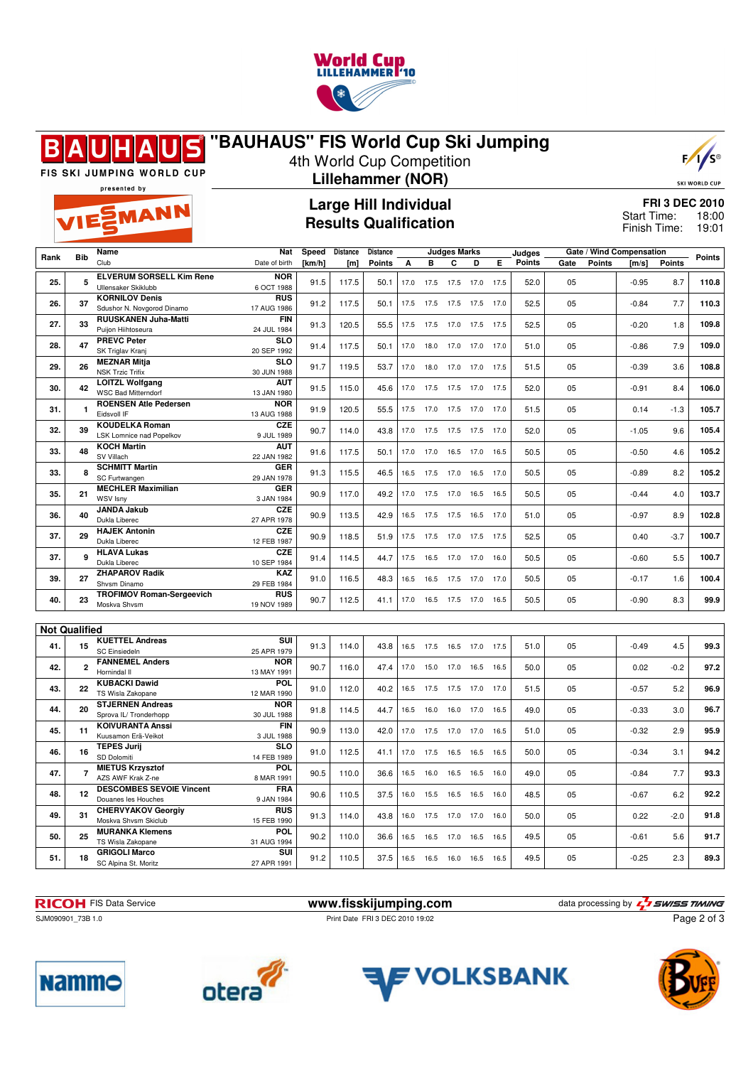# "BAUHAUS" FIS World Cup Ski Jumping

4th World Cup Competition

**Lillehammer (NOR)**

## Large Hill Individual
## Results Qualification

**FRI 3 DEC 2010**
Start Time: 18:00
Finish Time: 19:01

| Rank | Bib | Name / Club | Nat / Date of birth | Speed [km/h] | Distance [m] | Distance Points | A | B | C | D | E | Judges Points | Gate | Gate Points | Wind [m/s] | Wind Points | Points |
|---|---|---|---|---|---|---|---|---|---|---|---|---|---|---|---|---|---|
| 25. | 5 | ELVERUM SORSELL Kim Rene / Ullensaker Skiklubb | NOR / 6 OCT 1988 | 91.5 | 117.5 | 50.1 | 17.0 | 17.5 | 17.5 | 17.0 | 17.5 | 52.0 | 05 | | -0.95 | 8.7 | 110.8 |
| 26. | 37 | KORNILOV Denis / Sdushor N. Novgorod Dinamo | RUS / 17 AUG 1986 | 91.2 | 117.5 | 50.1 | 17.5 | 17.5 | 17.5 | 17.5 | 17.0 | 52.5 | 05 | | -0.84 | 7.7 | 110.3 |
| 27. | 33 | RUUSKANEN Juha-Matti / Puijon Hiihtoseura | FIN / 24 JUL 1984 | 91.3 | 120.5 | 55.5 | 17.5 | 17.5 | 17.0 | 17.5 | 17.5 | 52.5 | 05 | | -0.20 | 1.8 | 109.8 |
| 28. | 47 | PREVC Peter / SK Triglav Kranj | SLO / 20 SEP 1992 | 91.4 | 117.5 | 50.1 | 17.0 | 18.0 | 17.0 | 17.0 | 17.0 | 51.0 | 05 | | -0.86 | 7.9 | 109.0 |
| 29. | 26 | MEZNAR Mitja / NSK Trzic Trifix | SLO / 30 JUN 1988 | 91.7 | 119.5 | 53.7 | 17.0 | 18.0 | 17.0 | 17.0 | 17.5 | 51.5 | 05 | | -0.39 | 3.6 | 108.8 |
| 30. | 42 | LOITZL Wolfgang / WSC Bad Mitterndorf | AUT / 13 JAN 1980 | 91.5 | 115.0 | 45.6 | 17.0 | 17.5 | 17.5 | 17.0 | 17.5 | 52.0 | 05 | | -0.91 | 8.4 | 106.0 |
| 31. | 1 | ROENSEN Atle Pedersen / Eidsvoll IF | NOR / 13 AUG 1988 | 91.9 | 120.5 | 55.5 | 17.5 | 17.0 | 17.5 | 17.0 | 17.0 | 51.5 | 05 | | 0.14 | -1.3 | 105.7 |
| 32. | 39 | KOUDELKA Roman / LSK Lomnice nad Popelkov | CZE / 9 JUL 1989 | 90.7 | 114.0 | 43.8 | 17.0 | 17.5 | 17.5 | 17.5 | 17.0 | 52.0 | 05 | | -1.05 | 9.6 | 105.4 |
| 33. | 48 | KOCH Martin / SV Villach | AUT / 22 JAN 1982 | 91.6 | 117.5 | 50.1 | 17.0 | 17.0 | 16.5 | 17.0 | 16.5 | 50.5 | 05 | | -0.50 | 4.6 | 105.2 |
| 33. | 8 | SCHMITT Martin / SC Furtwangen | GER / 29 JAN 1978 | 91.3 | 115.5 | 46.5 | 16.5 | 17.5 | 17.0 | 16.5 | 17.0 | 50.5 | 05 | | -0.89 | 8.2 | 105.2 |
| 35. | 21 | MECHLER Maximilian / WSV Isny | GER / 3 JAN 1984 | 90.9 | 117.0 | 49.2 | 17.0 | 17.5 | 17.0 | 16.5 | 16.5 | 50.5 | 05 | | -0.44 | 4.0 | 103.7 |
| 36. | 40 | JANDA Jakub / Dukla Liberec | CZE / 27 APR 1978 | 90.9 | 113.5 | 42.9 | 16.5 | 17.5 | 17.5 | 16.5 | 17.0 | 51.0 | 05 | | -0.97 | 8.9 | 102.8 |
| 37. | 29 | HAJEK Antonin / Dukla Liberec | CZE / 12 FEB 1987 | 90.9 | 118.5 | 51.9 | 17.5 | 17.5 | 17.0 | 17.5 | 17.5 | 52.5 | 05 | | 0.40 | -3.7 | 100.7 |
| 37. | 9 | HLAVA Lukas / Dukla Liberec | CZE / 10 SEP 1984 | 91.4 | 114.5 | 44.7 | 17.5 | 16.5 | 17.0 | 17.0 | 16.0 | 50.5 | 05 | | -0.60 | 5.5 | 100.7 |
| 39. | 27 | ZHAPAROV Radik / Shvsm Dinamo | KAZ / 29 FEB 1984 | 91.0 | 116.5 | 48.3 | 16.5 | 16.5 | 17.5 | 17.0 | 17.0 | 50.5 | 05 | | -0.17 | 1.6 | 100.4 |
| 40. | 23 | TROFIMOV Roman-Sergeevich / Moskva Shvsm | RUS / 19 NOV 1989 | 90.7 | 112.5 | 41.1 | 17.0 | 16.5 | 17.5 | 17.0 | 16.5 | 50.5 | 05 | | -0.90 | 8.3 | 99.9 |

**Not Qualified**

| Rank | Bib | Name / Club | Nat / Date of birth | Speed [km/h] | Distance [m] | Distance Points | A | B | C | D | E | Judges Points | Gate | Gate Points | Wind [m/s] | Wind Points | Points |
|---|---|---|---|---|---|---|---|---|---|---|---|---|---|---|---|---|---|
| 41. | 15 | KUETTEL Andreas / SC Einsiedeln | SUI / 25 APR 1979 | 91.3 | 114.0 | 43.8 | 16.5 | 17.5 | 16.5 | 17.0 | 17.5 | 51.0 | 05 | | -0.49 | 4.5 | 99.3 |
| 42. | 2 | FANNEMEL Anders / Hornindal Il | NOR / 13 MAY 1991 | 90.7 | 116.0 | 47.4 | 17.0 | 15.0 | 17.0 | 16.5 | 16.5 | 50.0 | 05 | | 0.02 | -0.2 | 97.2 |
| 43. | 22 | KUBACKI Dawid / TS Wisla Zakopane | POL / 12 MAR 1990 | 91.0 | 112.0 | 40.2 | 16.5 | 17.5 | 17.5 | 17.0 | 17.0 | 51.5 | 05 | | -0.57 | 5.2 | 96.9 |
| 44. | 20 | STJERNEN Andreas / Sprova IL/ Tronderhopp | NOR / 30 JUL 1988 | 91.8 | 114.5 | 44.7 | 16.5 | 16.0 | 16.0 | 17.0 | 16.5 | 49.0 | 05 | | -0.33 | 3.0 | 96.7 |
| 45. | 11 | KOIVURANTA Anssi / Kuusamon Erä-Veikot | FIN / 3 JUL 1988 | 90.9 | 113.0 | 42.0 | 17.0 | 17.5 | 17.0 | 17.0 | 16.5 | 51.0 | 05 | | -0.32 | 2.9 | 95.9 |
| 46. | 16 | TEPES Jurij / SD Dolomiti | SLO / 14 FEB 1989 | 91.0 | 112.5 | 41.1 | 17.0 | 17.5 | 16.5 | 16.5 | 16.5 | 50.0 | 05 | | -0.34 | 3.1 | 94.2 |
| 47. | 7 | MIETUS Krzysztof / AZS AWF Krak Z-ne | POL / 8 MAR 1991 | 90.5 | 110.0 | 36.6 | 16.5 | 16.0 | 16.5 | 16.5 | 16.0 | 49.0 | 05 | | -0.84 | 7.7 | 93.3 |
| 48. | 12 | DESCOMBES SEVOIE Vincent / Douanes les Houches | FRA / 9 JAN 1984 | 90.6 | 110.5 | 37.5 | 16.0 | 15.5 | 16.5 | 16.5 | 16.0 | 48.5 | 05 | | -0.67 | 6.2 | 92.2 |
| 49. | 31 | CHERVYAKOV Georgiy / Moskva Shvsm Skiclub | RUS / 15 FEB 1990 | 91.3 | 114.0 | 43.8 | 16.0 | 17.5 | 17.0 | 17.0 | 16.0 | 50.0 | 05 | | 0.22 | -2.0 | 91.8 |
| 50. | 25 | MURANKA Klemens / TS Wisla Zakopane | POL / 31 AUG 1994 | 90.2 | 110.0 | 36.6 | 16.5 | 16.5 | 17.0 | 16.5 | 16.5 | 49.5 | 05 | | -0.61 | 5.6 | 91.7 |
| 51. | 18 | GRIGOLI Marco / SC Alpina St. Moritz | SUI / 27 APR 1991 | 91.2 | 110.5 | 37.5 | 16.5 | 16.5 | 16.0 | 16.5 | 16.5 | 49.5 | 05 | | -0.25 | 2.3 | 89.3 |

RICOH FIS Data Service — www.fisskijumping.com — data processing by SWISS TIMING

SJM090901_73B 1.0 — Print Date FRI 3 DEC 2010 19:02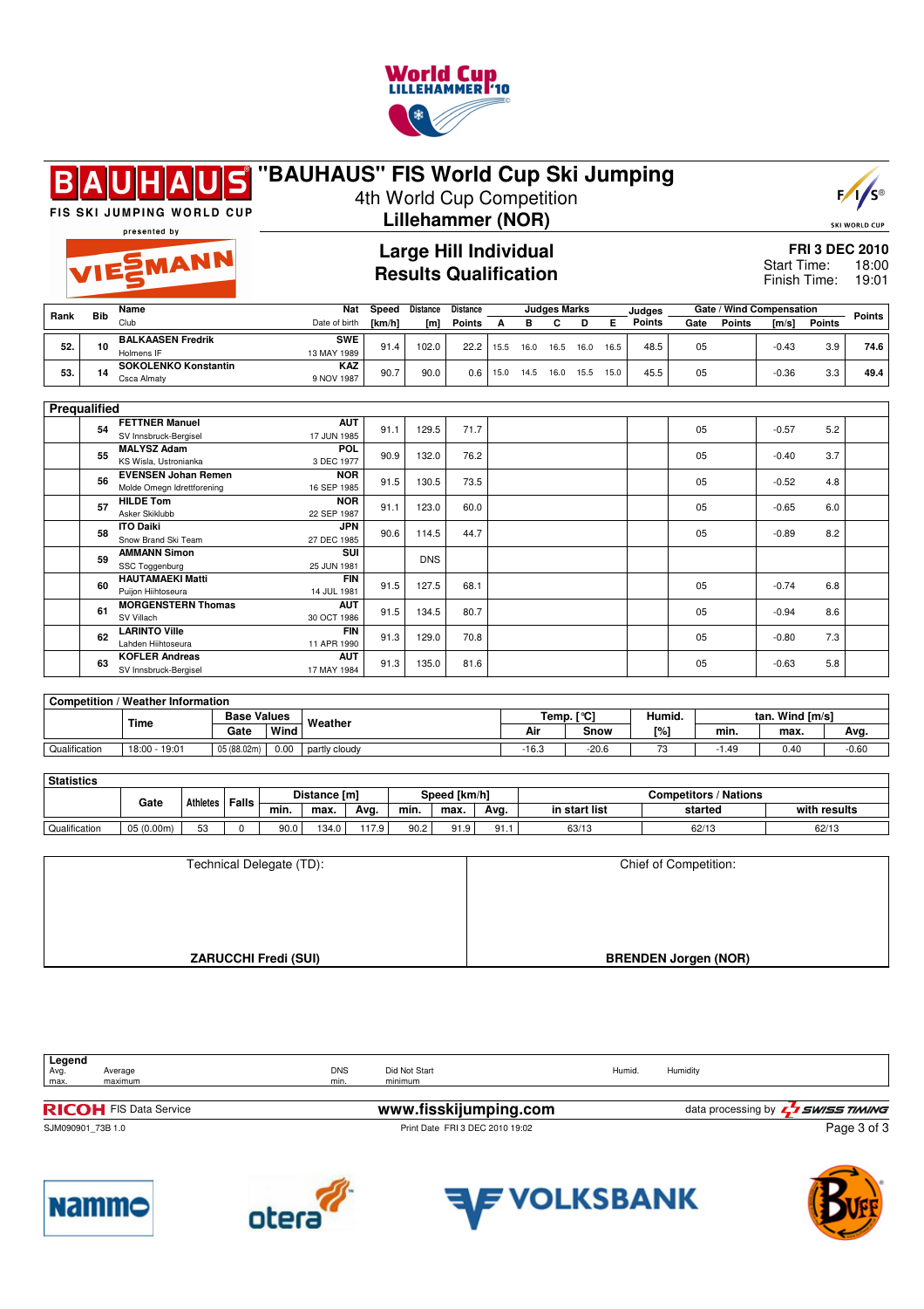# "BAUHAUS" FIS World Cup Ski Jumping

4th World Cup Competition

**Lillehammer (NOR)**

FIS SKI JUMPING WORLD CUP presented by VIESSMANN

## Large Hill Individual
## Results Qualification

**FRI 3 DEC 2010**
Start Time: 18:00
Finish Time: 19:01

| Rank | Bib | Name / Club | Nat / Date of birth | Speed [km/h] | Distance [m] | Distance Points | A | B | C | D | E | Judges Points | Gate | Gate Points | Wind [m/s] | Wind Points | Points |
|---|---|---|---|---|---|---|---|---|---|---|---|---|---|---|---|---|---|
| 52. | 10 | **BALKAASEN Fredrik** Holmens IF | SWE 13 MAY 1989 | 91.4 | 102.0 | 22.2 | 15.5 | 16.0 | 16.5 | 16.0 | 16.5 | 48.5 | 05 | | -0.43 | 3.9 | **74.6** |
| 53. | 14 | **SOKOLENKO Konstantin** Csca Almaty | KAZ 9 NOV 1987 | 90.7 | 90.0 | 0.6 | 15.0 | 14.5 | 16.0 | 15.5 | 15.0 | 45.5 | 05 | | -0.36 | 3.3 | **49.4** |

### Prequalified

| Rank | Bib | Name / Club | Nat / Date of birth | Speed [km/h] | Distance [m] | Distance Points | A | B | C | D | E | Judges Points | Gate | Gate Points | Wind [m/s] | Wind Points | Points |
|---|---|---|---|---|---|---|---|---|---|---|---|---|---|---|---|---|---|
| | 54 | **FETTNER Manuel** SV Innsbruck-Bergisel | AUT 17 JUN 1985 | 91.1 | 129.5 | 71.7 | | | | | | | 05 | | -0.57 | 5.2 | |
| | 55 | **MALYSZ Adam** KS Wisla, Ustronianka | POL 3 DEC 1977 | 90.9 | 132.0 | 76.2 | | | | | | | 05 | | -0.40 | 3.7 | |
| | 56 | **EVENSEN Johan Remen** Molde Omegn Idrettforening | NOR 16 SEP 1985 | 91.5 | 130.5 | 73.5 | | | | | | | 05 | | -0.52 | 4.8 | |
| | 57 | **HILDE Tom** Asker Skiklubb | NOR 22 SEP 1987 | 91.1 | 123.0 | 60.0 | | | | | | | 05 | | -0.65 | 6.0 | |
| | 58 | **ITO Daiki** Snow Brand Ski Team | JPN 27 DEC 1985 | 90.6 | 114.5 | 44.7 | | | | | | | 05 | | -0.89 | 8.2 | |
| | 59 | **AMMANN Simon** SSC Toggenburg | SUI 25 JUN 1981 | | DNS | | | | | | | | | | | | |
| | 60 | **HAUTAMAEKI Matti** Puijon Hiihtoseura | FIN 14 JUL 1981 | 91.5 | 127.5 | 68.1 | | | | | | | 05 | | -0.74 | 6.8 | |
| | 61 | **MORGENSTERN Thomas** SV Villach | AUT 30 OCT 1986 | 91.5 | 134.5 | 80.7 | | | | | | | 05 | | -0.94 | 8.6 | |
| | 62 | **LARINTO Ville** Lahden Hiihtoseura | FIN 11 APR 1990 | 91.3 | 129.0 | 70.8 | | | | | | | 05 | | -0.80 | 7.3 | |
| | 63 | **KOFLER Andreas** SV Innsbruck-Bergisel | AUT 17 MAY 1984 | 91.3 | 135.0 | 81.6 | | | | | | | 05 | | -0.63 | 5.8 | |

### Competition / Weather Information

| | Time | Base Values Gate | Base Values Wind | Weather | Temp. [°C] Air | Temp. [°C] Snow | Humid. [%] | tan. Wind [m/s] min. | max. | Avg. |
|---|---|---|---|---|---|---|---|---|---|---|
| Qualification | 18:00 - 19:01 | 05 (88.02m) | 0.00 | partly cloudy | -16.3 | -20.6 | 73 | -1.49 | 0.40 | -0.60 |

### Statistics

| | Gate | Athletes | Falls | Distance [m] min. | max. | Avg. | Speed [km/h] min. | max. | Avg. | Competitors / Nations in start list | started | with results |
|---|---|---|---|---|---|---|---|---|---|---|---|---|
| Qualification | 05 (0.00m) | 53 | 0 | 90.0 | 134.0 | 117.9 | 90.2 | 91.9 | 91.1 | 63/13 | 62/13 | 62/13 |

| Technical Delegate (TD): | Chief of Competition: |
|---|---|
| **ZARUCCHI Fredi (SUI)** | **BRENDEN Jorgen (NOR)** |

**Legend**
Avg. Average
max. maximum
DNS Did Not Start
min. minimum
Humid. Humidity

RICOH FIS Data Service — www.fisskijumping.com — data processing by SWISS TIMING

SJM090901_73B 1.0 — Print Date FRI 3 DEC 2010 19:02